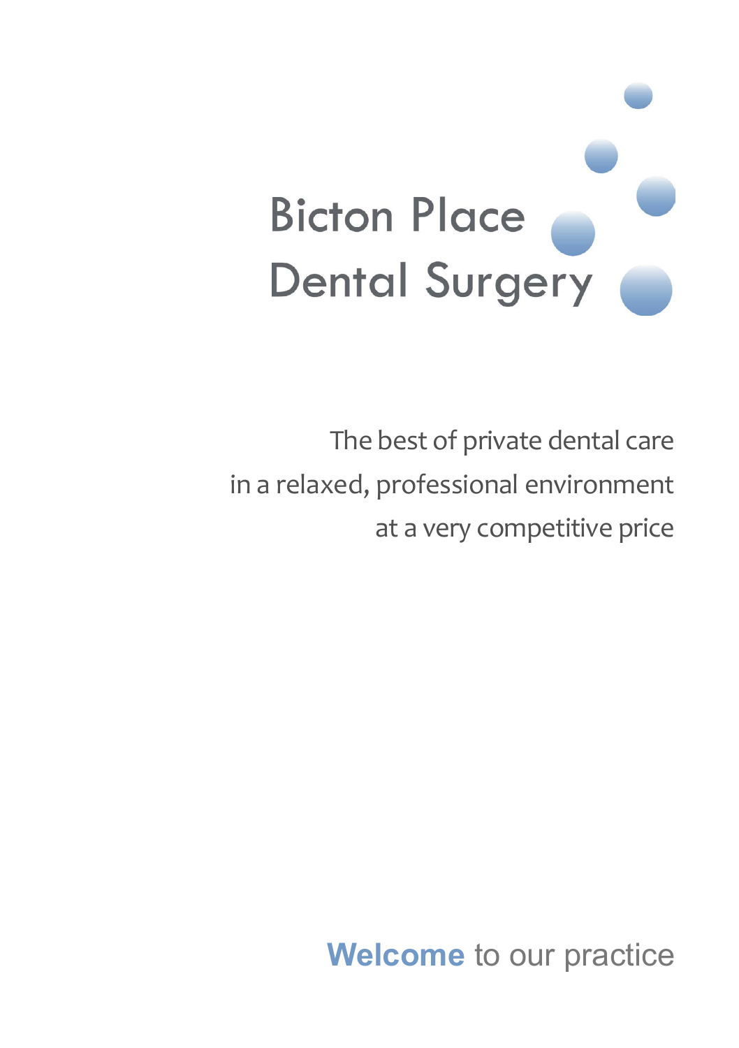# Bicton Place Dental Surgery

The best of private dental care
in a relaxed, professional environment
at a very competitive price

**Welcome** to our practice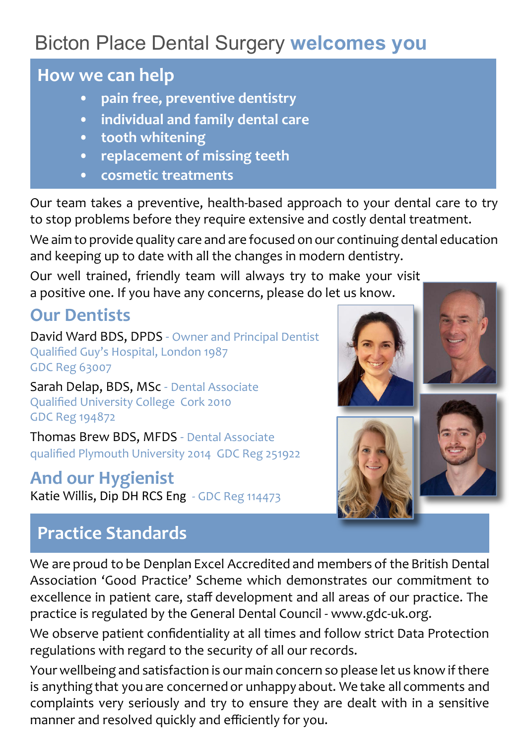# Bicton Place Dental Surgery **welcomes you**

## How we can help

- pain free, preventive dentistry
- individual and family dental care
- tooth whitening
- replacement of missing teeth
- cosmetic treatments

Our team takes a preventive, health-based approach to your dental care to try to stop problems before they require extensive and costly dental treatment.

We aim to provide quality care and are focused on our continuing dental education and keeping up to date with all the changes in modern dentistry.

Our well trained, friendly team will always try to make your visit a positive one. If you have any concerns, please do let us know.

## Our Dentists

David Ward BDS, DPDS - Owner and Principal Dentist
Qualified Guy's Hospital, London 1987
GDC Reg 63007

Sarah Delap, BDS, MSc - Dental Associate
Qualified University College Cork 2010
GDC Reg 194872

Thomas Brew BDS, MFDS - Dental Associate
qualified Plymouth University 2014 GDC Reg 251922

## And our Hygienist

Katie Willis, Dip DH RCS Eng - GDC Reg 114473

## Practice Standards

We are proud to be Denplan Excel Accredited and members of the British Dental Association 'Good Practice' Scheme which demonstrates our commitment to excellence in patient care, staff development and all areas of our practice. The practice is regulated by the General Dental Council - www.gdc-uk.org.

We observe patient confidentiality at all times and follow strict Data Protection regulations with regard to the security of all our records.

Your wellbeing and satisfaction is our main concern so please let us know if there is anything that you are concerned or unhappy about. We take all comments and complaints very seriously and try to ensure they are dealt with in a sensitive manner and resolved quickly and efficiently for you.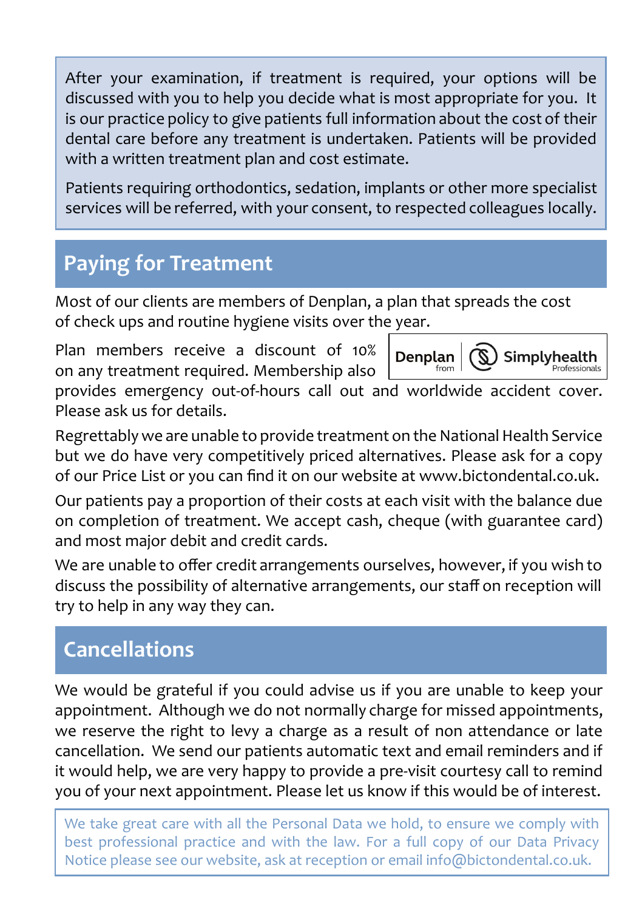After your examination, if treatment is required, your options will be discussed with you to help you decide what is most appropriate for you. It is our practice policy to give patients full information about the cost of their dental care before any treatment is undertaken. Patients will be provided with a written treatment plan and cost estimate.

Patients requiring orthodontics, sedation, implants or other more specialist services will be referred, with your consent, to respected colleagues locally.

## Paying for Treatment

Most of our clients are members of Denplan, a plan that spreads the cost of check ups and routine hygiene visits over the year.

Plan members receive a discount of 10% on any treatment required. Membership also provides emergency out-of-hours call out and worldwide accident cover. Please ask us for details.

Denplan from Simplyhealth Professionals

Regrettably we are unable to provide treatment on the National Health Service but we do have very competitively priced alternatives. Please ask for a copy of our Price List or you can find it on our website at www.bictondental.co.uk.

Our patients pay a proportion of their costs at each visit with the balance due on completion of treatment. We accept cash, cheque (with guarantee card) and most major debit and credit cards.

We are unable to offer credit arrangements ourselves, however, if you wish to discuss the possibility of alternative arrangements, our staff on reception will try to help in any way they can.

## Cancellations

We would be grateful if you could advise us if you are unable to keep your appointment. Although we do not normally charge for missed appointments, we reserve the right to levy a charge as a result of non attendance or late cancellation. We send our patients automatic text and email reminders and if it would help, we are very happy to provide a pre-visit courtesy call to remind you of your next appointment. Please let us know if this would be of interest.

We take great care with all the Personal Data we hold, to ensure we comply with best professional practice and with the law. For a full copy of our Data Privacy Notice please see our website, ask at reception or email info@bictondental.co.uk.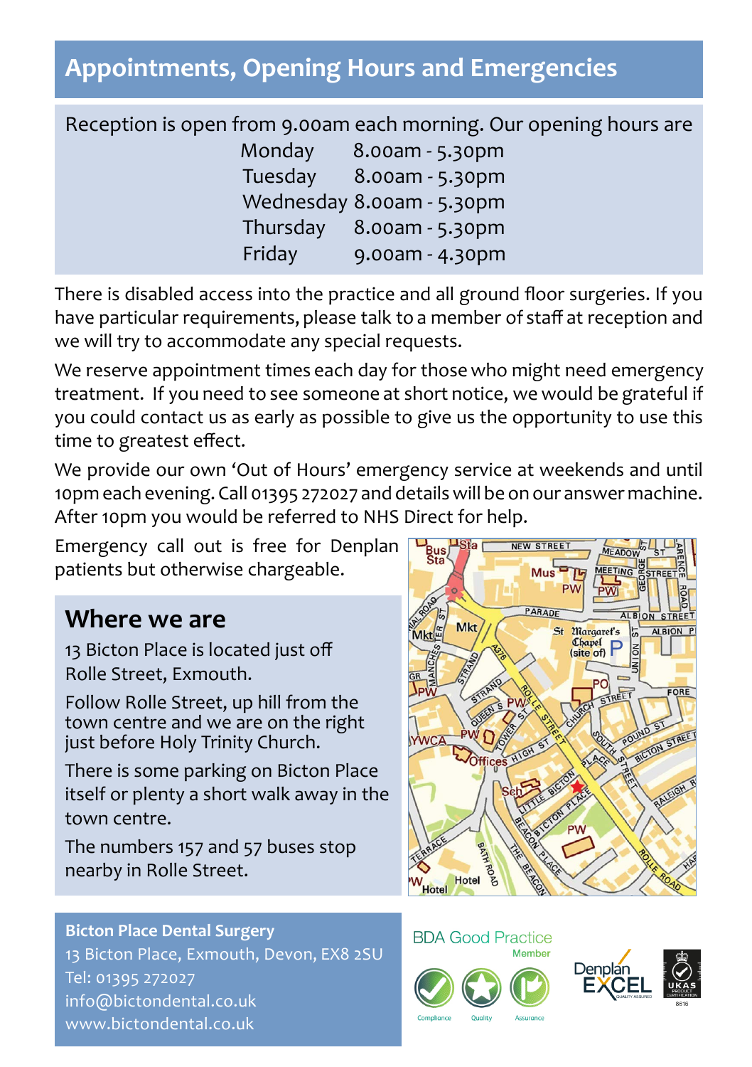## Appointments, Opening Hours and Emergencies

Reception is open from 9.00am each morning. Our opening hours are

| | |
|---|---|
| Monday | 8.00am - 5.30pm |
| Tuesday | 8.00am - 5.30pm |
| Wednesday | 8.00am - 5.30pm |
| Thursday | 8.00am - 5.30pm |
| Friday | 9.00am - 4.30pm |

There is disabled access into the practice and all ground floor surgeries. If you have particular requirements, please talk to a member of staff at reception and we will try to accommodate any special requests.

We reserve appointment times each day for those who might need emergency treatment. If you need to see someone at short notice, we would be grateful if you could contact us as early as possible to give us the opportunity to use this time to greatest effect.

We provide our own 'Out of Hours' emergency service at weekends and until 10pm each evening. Call 01395 272027 and details will be on our answer machine. After 10pm you would be referred to NHS Direct for help.

Emergency call out is free for Denplan patients but otherwise chargeable.

## Where we are

13 Bicton Place is located just off Rolle Street, Exmouth.

Follow Rolle Street, up hill from the town centre and we are on the right just before Holy Trinity Church.

There is some parking on Bicton Place itself or plenty a short walk away in the town centre.

The numbers 157 and 57 buses stop nearby in Rolle Street.

**Bicton Place Dental Surgery**
13 Bicton Place, Exmouth, Devon, EX8 2SU
Tel: 01395 272027
info@bictondental.co.uk
www.bictondental.co.uk

BDA Good Practice Member
Compliance Quality Assurance

Denplan EXCEL

UKAS PRODUCT CERTIFICATION 8616